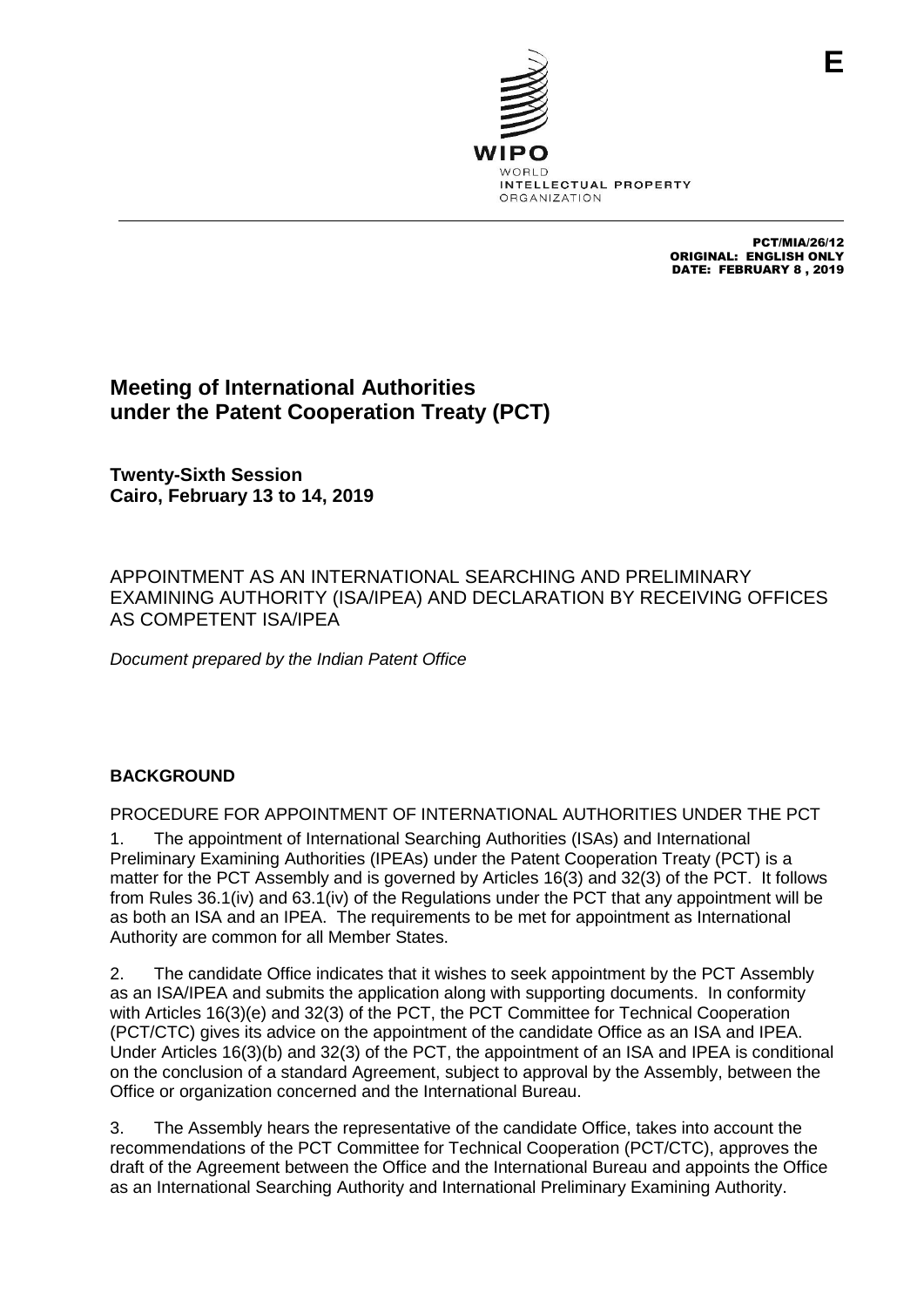E

WIPO
WORLD
INTELLECTUAL PROPERTY
ORGANIZATION

PCT/MIA/26/12
ORIGINAL: ENGLISH ONLY
DATE: FEBRUARY 8 , 2019

# Meeting of International Authorities under the Patent Cooperation Treaty (PCT)

**Twenty-Sixth Session**
**Cairo, February 13 to 14, 2019**

## APPOINTMENT AS AN INTERNATIONAL SEARCHING AND PRELIMINARY EXAMINING AUTHORITY (ISA/IPEA) AND DECLARATION BY RECEIVING OFFICES AS COMPETENT ISA/IPEA

*Document prepared by the Indian Patent Office*

### BACKGROUND

PROCEDURE FOR APPOINTMENT OF INTERNATIONAL AUTHORITIES UNDER THE PCT

1. The appointment of International Searching Authorities (ISAs) and International Preliminary Examining Authorities (IPEAs) under the Patent Cooperation Treaty (PCT) is a matter for the PCT Assembly and is governed by Articles 16(3) and 32(3) of the PCT. It follows from Rules 36.1(iv) and 63.1(iv) of the Regulations under the PCT that any appointment will be as both an ISA and an IPEA. The requirements to be met for appointment as International Authority are common for all Member States.

2. The candidate Office indicates that it wishes to seek appointment by the PCT Assembly as an ISA/IPEA and submits the application along with supporting documents. In conformity with Articles 16(3)(e) and 32(3) of the PCT, the PCT Committee for Technical Cooperation (PCT/CTC) gives its advice on the appointment of the candidate Office as an ISA and IPEA. Under Articles 16(3)(b) and 32(3) of the PCT, the appointment of an ISA and IPEA is conditional on the conclusion of a standard Agreement, subject to approval by the Assembly, between the Office or organization concerned and the International Bureau.

3. The Assembly hears the representative of the candidate Office, takes into account the recommendations of the PCT Committee for Technical Cooperation (PCT/CTC), approves the draft of the Agreement between the Office and the International Bureau and appoints the Office as an International Searching Authority and International Preliminary Examining Authority.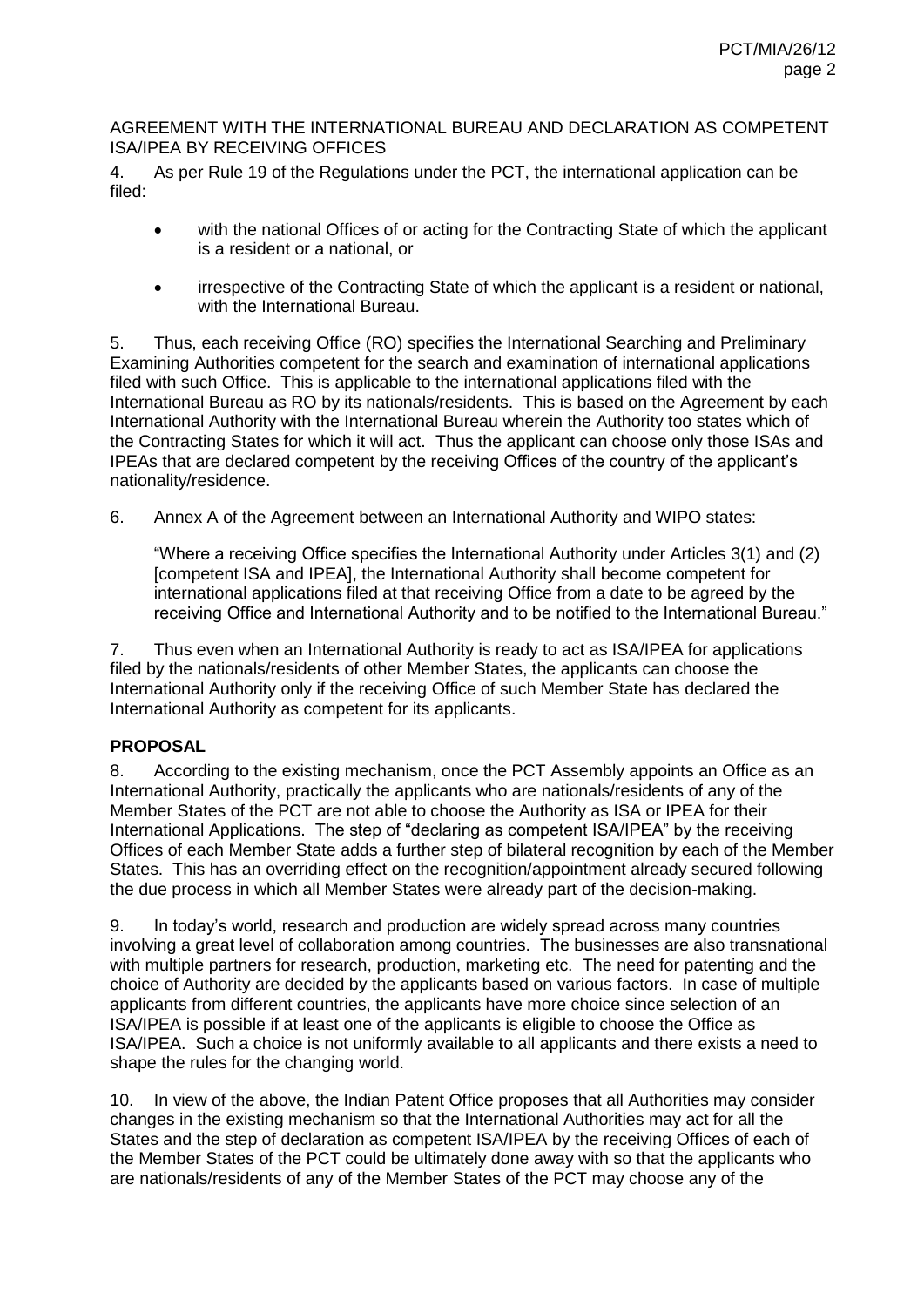AGREEMENT WITH THE INTERNATIONAL BUREAU AND DECLARATION AS COMPETENT ISA/IPEA BY RECEIVING OFFICES

4. As per Rule 19 of the Regulations under the PCT, the international application can be filed:

- with the national Offices of or acting for the Contracting State of which the applicant is a resident or a national, or
- irrespective of the Contracting State of which the applicant is a resident or national, with the International Bureau.

5. Thus, each receiving Office (RO) specifies the International Searching and Preliminary Examining Authorities competent for the search and examination of international applications filed with such Office. This is applicable to the international applications filed with the International Bureau as RO by its nationals/residents. This is based on the Agreement by each International Authority with the International Bureau wherein the Authority too states which of the Contracting States for which it will act. Thus the applicant can choose only those ISAs and IPEAs that are declared competent by the receiving Offices of the country of the applicant's nationality/residence.

6. Annex A of the Agreement between an International Authority and WIPO states:

> "Where a receiving Office specifies the International Authority under Articles 3(1) and (2) [competent ISA and IPEA], the International Authority shall become competent for international applications filed at that receiving Office from a date to be agreed by the receiving Office and International Authority and to be notified to the International Bureau."

7. Thus even when an International Authority is ready to act as ISA/IPEA for applications filed by the nationals/residents of other Member States, the applicants can choose the International Authority only if the receiving Office of such Member State has declared the International Authority as competent for its applicants.

**PROPOSAL**

8. According to the existing mechanism, once the PCT Assembly appoints an Office as an International Authority, practically the applicants who are nationals/residents of any of the Member States of the PCT are not able to choose the Authority as ISA or IPEA for their International Applications. The step of "declaring as competent ISA/IPEA" by the receiving Offices of each Member State adds a further step of bilateral recognition by each of the Member States. This has an overriding effect on the recognition/appointment already secured following the due process in which all Member States were already part of the decision-making.

9. In today's world, research and production are widely spread across many countries involving a great level of collaboration among countries. The businesses are also transnational with multiple partners for research, production, marketing etc. The need for patenting and the choice of Authority are decided by the applicants based on various factors. In case of multiple applicants from different countries, the applicants have more choice since selection of an ISA/IPEA is possible if at least one of the applicants is eligible to choose the Office as ISA/IPEA. Such a choice is not uniformly available to all applicants and there exists a need to shape the rules for the changing world.

10. In view of the above, the Indian Patent Office proposes that all Authorities may consider changes in the existing mechanism so that the International Authorities may act for all the States and the step of declaration as competent ISA/IPEA by the receiving Offices of each of the Member States of the PCT could be ultimately done away with so that the applicants who are nationals/residents of any of the Member States of the PCT may choose any of the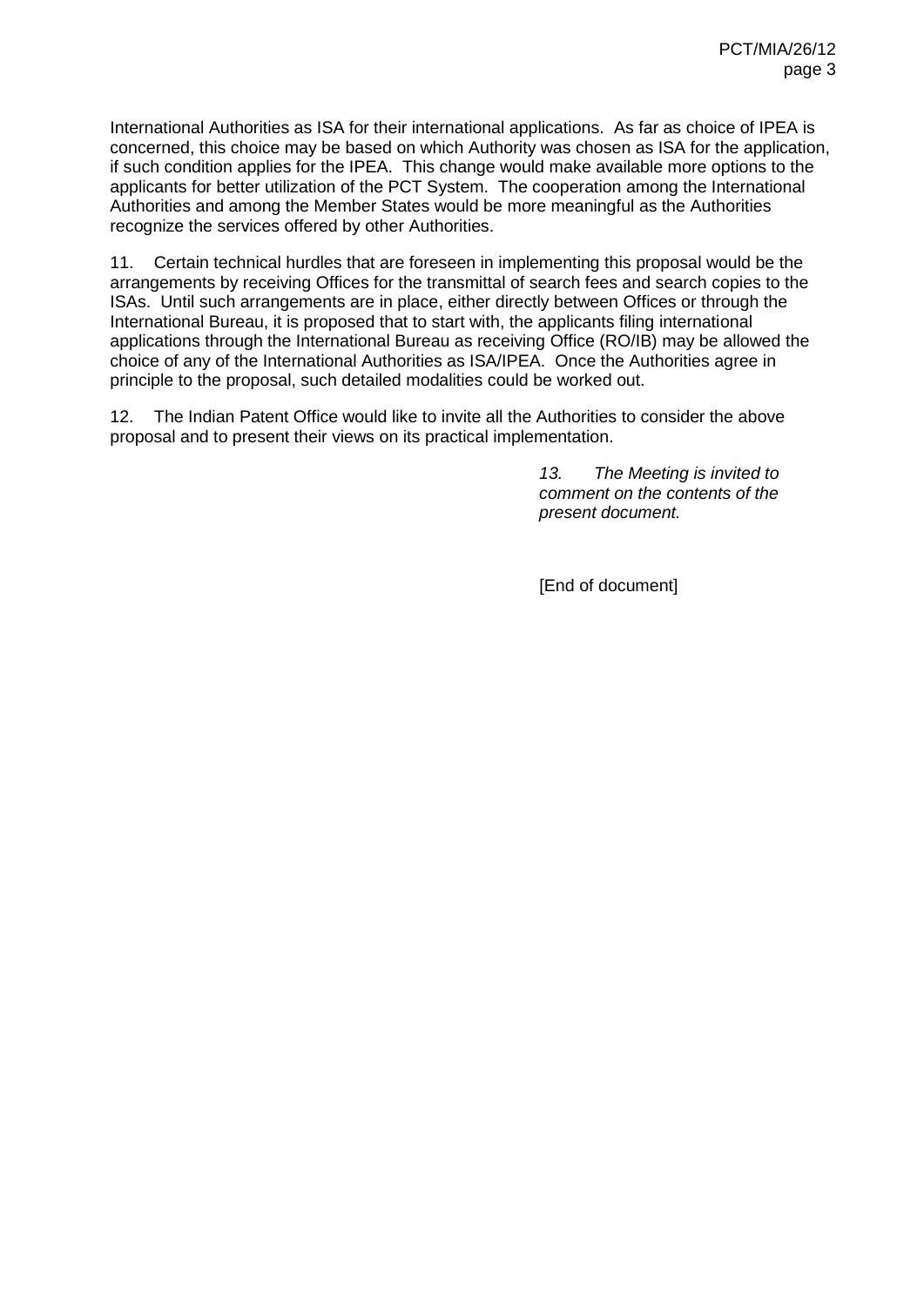International Authorities as ISA for their international applications. As far as choice of IPEA is concerned, this choice may be based on which Authority was chosen as ISA for the application, if such condition applies for the IPEA. This change would make available more options to the applicants for better utilization of the PCT System. The cooperation among the International Authorities and among the Member States would be more meaningful as the Authorities recognize the services offered by other Authorities.

11. Certain technical hurdles that are foreseen in implementing this proposal would be the arrangements by receiving Offices for the transmittal of search fees and search copies to the ISAs. Until such arrangements are in place, either directly between Offices or through the International Bureau, it is proposed that to start with, the applicants filing international applications through the International Bureau as receiving Office (RO/IB) may be allowed the choice of any of the International Authorities as ISA/IPEA. Once the Authorities agree in principle to the proposal, such detailed modalities could be worked out.

12. The Indian Patent Office would like to invite all the Authorities to consider the above proposal and to present their views on its practical implementation.

*13. The Meeting is invited to comment on the contents of the present document.*

[End of document]